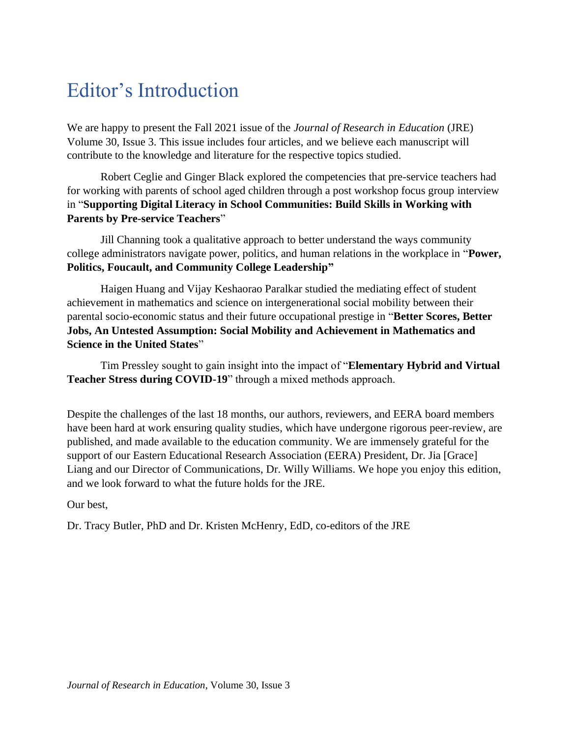# Editor's Introduction

We are happy to present the Fall 2021 issue of the *Journal of Research in Education* (JRE) Volume 30, Issue 3. This issue includes four articles, and we believe each manuscript will contribute to the knowledge and literature for the respective topics studied.

Robert Ceglie and Ginger Black explored the competencies that pre-service teachers had for working with parents of school aged children through a post workshop focus group interview in "**Supporting Digital Literacy in School Communities: Build Skills in Working with Parents by Pre-service Teachers**"

Jill Channing took a qualitative approach to better understand the ways community college administrators navigate power, politics, and human relations in the workplace in "**Power, Politics, Foucault, and Community College Leadership"**

Haigen Huang and Vijay Keshaorao Paralkar studied the mediating effect of student achievement in mathematics and science on intergenerational social mobility between their parental socio-economic status and their future occupational prestige in "**Better Scores, Better Jobs, An Untested Assumption: Social Mobility and Achievement in Mathematics and Science in the United States**"

Tim Pressley sought to gain insight into the impact of "**Elementary Hybrid and Virtual Teacher Stress during COVID-19**" through a mixed methods approach.

Despite the challenges of the last 18 months, our authors, reviewers, and EERA board members have been hard at work ensuring quality studies, which have undergone rigorous peer-review, are published, and made available to the education community. We are immensely grateful for the support of our Eastern Educational Research Association (EERA) President, Dr. Jia [Grace] Liang and our Director of Communications, Dr. Willy Williams. We hope you enjoy this edition, and we look forward to what the future holds for the JRE.

Our best,

Dr. Tracy Butler, PhD and Dr. Kristen McHenry, EdD, co-editors of the JRE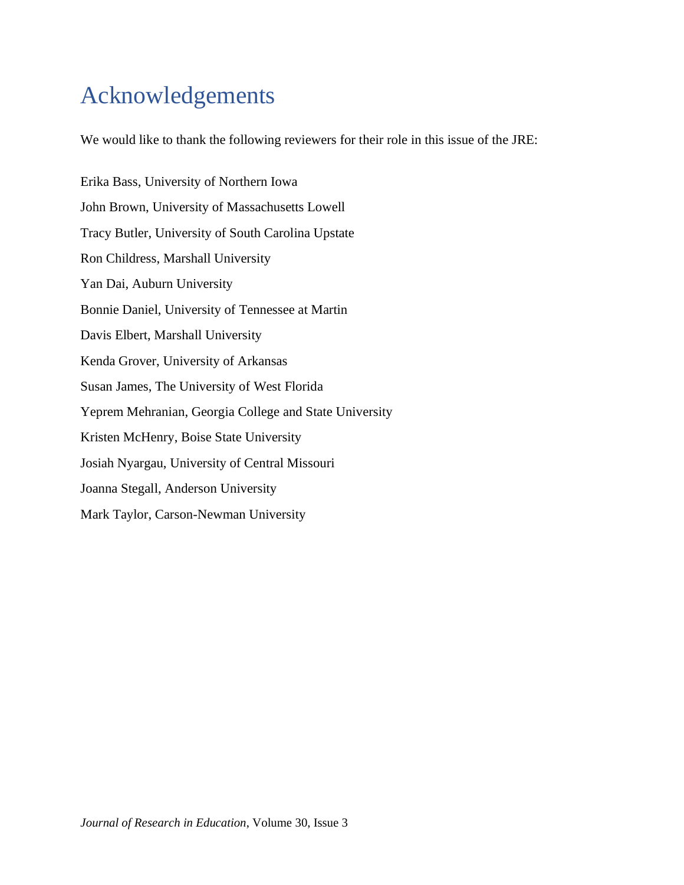# Acknowledgements

We would like to thank the following reviewers for their role in this issue of the JRE:

Erika Bass, University of Northern Iowa

John Brown, University of Massachusetts Lowell

Tracy Butler, University of South Carolina Upstate

Ron Childress, Marshall University

Yan Dai, Auburn University

Bonnie Daniel, University of Tennessee at Martin

Davis Elbert, Marshall University

Kenda Grover, University of Arkansas

Susan James, The University of West Florida

Yeprem Mehranian, Georgia College and State University

Kristen McHenry, Boise State University

Josiah Nyargau, University of Central Missouri

Joanna Stegall, Anderson University

Mark Taylor, Carson-Newman University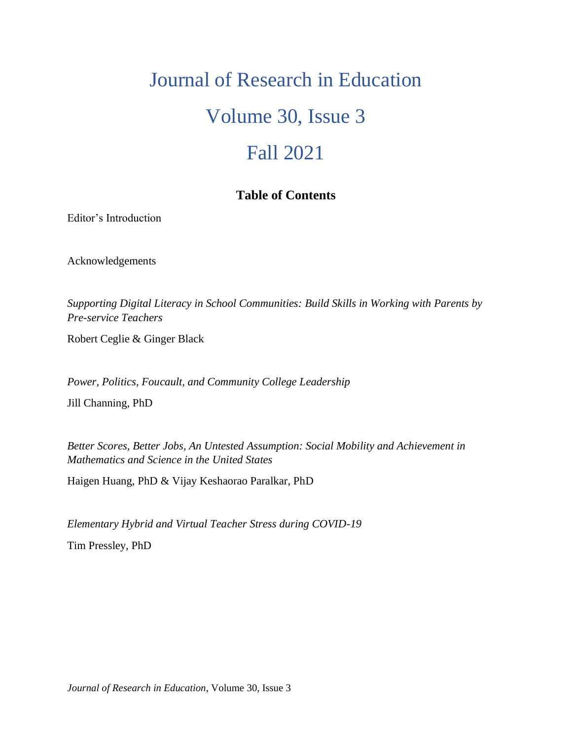# Journal of Research in Education

# Volume 30, Issue 3

# Fall 2021

## Table of Contents

Editor's Introduction

Acknowledgements

*Supporting Digital Literacy in School Communities: Build Skills in Working with Parents by Pre-service Teachers*

Robert Ceglie & Ginger Black

*Power, Politics, Foucault, and Community College Leadership*

Jill Channing, PhD

*Better Scores, Better Jobs, An Untested Assumption: Social Mobility and Achievement in Mathematics and Science in the United States*

Haigen Huang, PhD & Vijay Keshaorao Paralkar, PhD

*Elementary Hybrid and Virtual Teacher Stress during COVID-19*

Tim Pressley, PhD